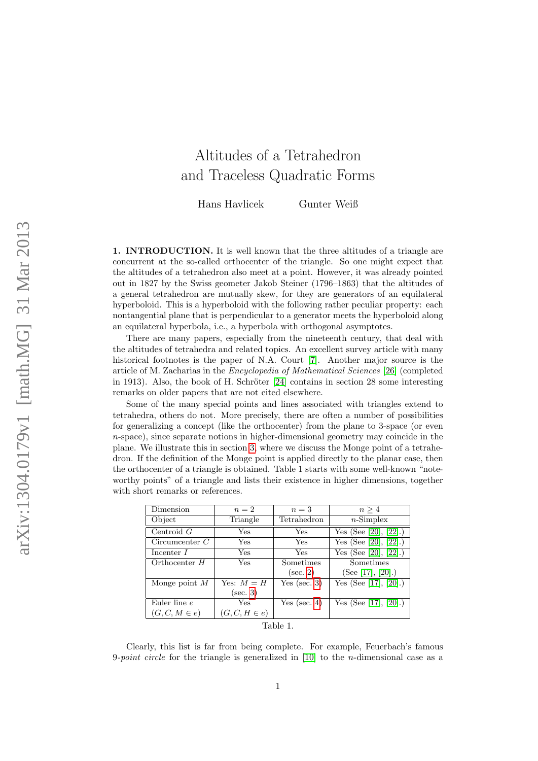# Altitudes of a Tetrahedron and Traceless Quadratic Forms

Hans Havlicek Gunter Weiß

**1. INTRODUCTION.** It is well known that the three altitudes of a triangle are concurrent at the so-called orthocenter of the triangle. So one might expect that the altitudes of a tetrahedron also meet at a point. However, it was already pointed out in 1827 by the Swiss geometer Jakob Steiner (1796–1863) that the altitudes of a general tetrahedron are mutually skew, for they are generators of an equilateral hyperboloid. This is a hyperboloid with the following rather peculiar property: each nontangential plane that is perpendicular to a generator meets the hyperboloid along an equilateral hyperbola, i.e., a hyperbola with orthogonal asymptotes.

There are many papers, especially from the nineteenth century, that deal with the altitudes of tetrahedra and related topics. An excellent survey article with many historical footnotes is the paper of N.A. Court [7]. Another major source is the article of M. Zacharias in the *Encyclopedia of Mathematical Sciences* [26] (completed in 1913). Also, the book of H. Schröter [24] contains in section 28 some interesting remarks on older papers that are not cited elsewhere.

Some of the many special points and lines associated with triangles extend to tetrahedra, others do not. More precisely, there are often a number of possibilities for generalizing a concept (like the orthocenter) from the plane to 3-space (or even $n$-space), since separate notions in higher-dimensional geometry may coincide in the plane. We illustrate this in section 3, where we discuss the Monge point of a tetrahedron. If the definition of the Monge point is applied directly to the planar case, then the orthocenter of a triangle is obtained. Table 1 starts with some well-known "noteworthy points" of a triangle and lists their existence in higher dimensions, together with short remarks or references.

| Dimension | $n = 2$ | $n = 3$ | $n \geq 4$ |
|---|---|---|---|
| Object | Triangle | Tetrahedron | $n$-Simplex |
| Centroid $G$ | Yes | Yes | Yes (See [20], [22].) |
| Circumcenter $C$ | Yes | Yes | Yes (See [20], [22].) |
| Incenter $I$ | Yes | Yes | Yes (See [20], [22].) |
| Orthocenter $H$ | Yes | Sometimes (sec. 2) | Sometimes (See [17], [20].) |
| Monge point $M$ | Yes: $M = H$ (sec. 3) | Yes (sec. 3) | Yes (See [17], [20].) |
| Euler line $e$ ($G, C, M \in e$) | Yes ($G, C, H \in e$) | Yes (sec. 4) | Yes (See [17], [20].) |

Table 1.

Clearly, this list is far from being complete. For example, Feuerbach's famous 9-*point circle* for the triangle is generalized in [10] to the $n$-dimensional case as a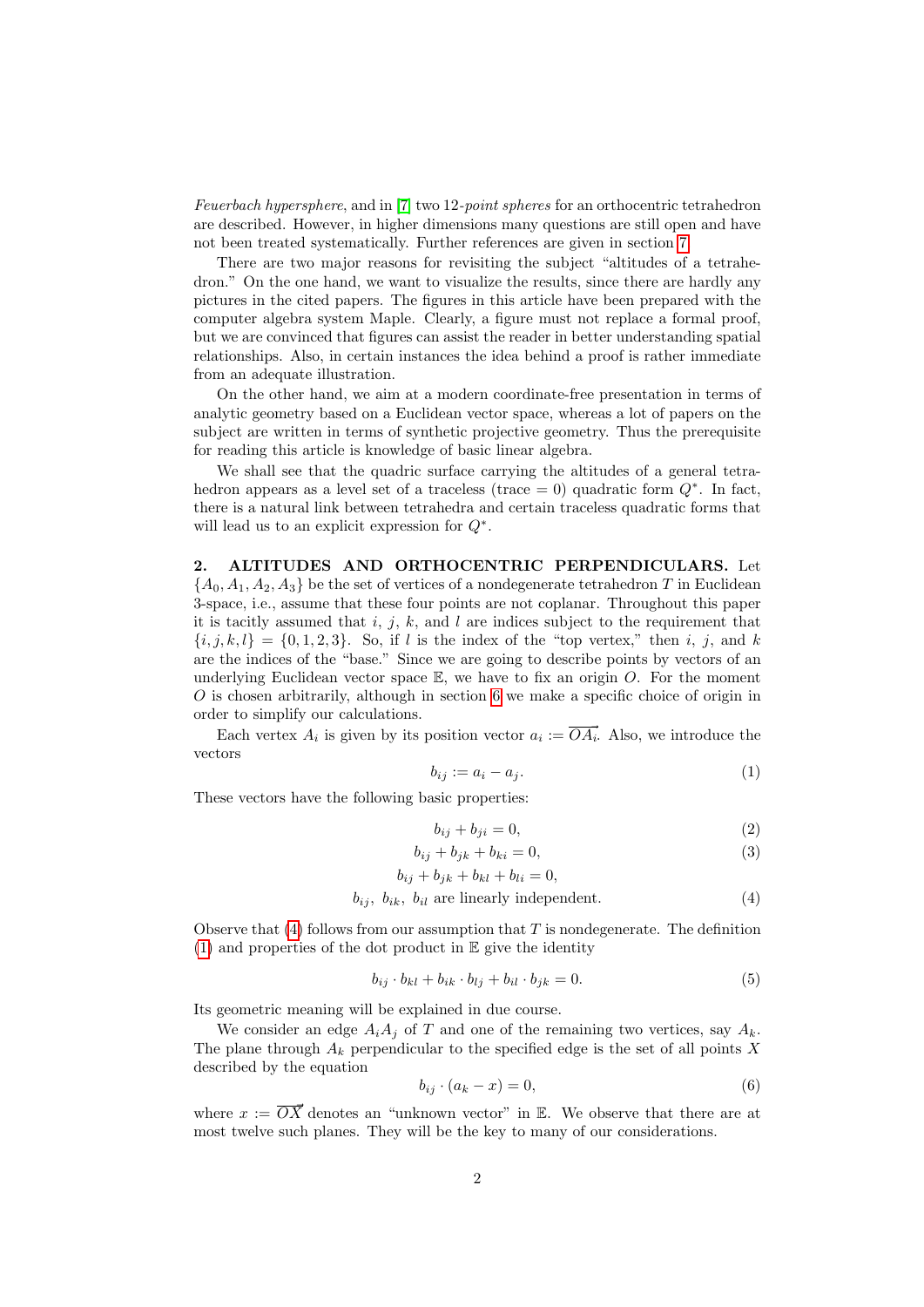*Feuerbach hypersphere*, and in [7] two 12-*point spheres* for an orthocentric tetrahedron are described. However, in higher dimensions many questions are still open and have not been treated systematically. Further references are given in section 7.

There are two major reasons for revisiting the subject "altitudes of a tetrahedron." On the one hand, we want to visualize the results, since there are hardly any pictures in the cited papers. The figures in this article have been prepared with the computer algebra system Maple. Clearly, a figure must not replace a formal proof, but we are convinced that figures can assist the reader in better understanding spatial relationships. Also, in certain instances the idea behind a proof is rather immediate from an adequate illustration.

On the other hand, we aim at a modern coordinate-free presentation in terms of analytic geometry based on a Euclidean vector space, whereas a lot of papers on the subject are written in terms of synthetic projective geometry. Thus the prerequisite for reading this article is knowledge of basic linear algebra.

We shall see that the quadric surface carrying the altitudes of a general tetrahedron appears as a level set of a traceless (trace = 0) quadratic form $Q^*$. In fact, there is a natural link between tetrahedra and certain traceless quadratic forms that will lead us to an explicit expression for $Q^*$.

**2. ALTITUDES AND ORTHOCENTRIC PERPENDICULARS.** Let $\{A_0, A_1, A_2, A_3\}$ be the set of vertices of a nondegenerate tetrahedron $T$ in Euclidean 3-space, i.e., assume that these four points are not coplanar. Throughout this paper it is tacitly assumed that $i$, $j$, $k$, and $l$ are indices subject to the requirement that $\{i, j, k, l\} = \{0, 1, 2, 3\}$. So, if $l$ is the index of the "top vertex," then $i$, $j$, and $k$ are the indices of the "base." Since we are going to describe points by vectors of an underlying Euclidean vector space $\mathbb{E}$, we have to fix an origin $O$. For the moment $O$ is chosen arbitrarily, although in section 6 we make a specific choice of origin in order to simplify our calculations.

Each vertex $A_i$ is given by its position vector $a_i := \overrightarrow{OA_i}$. Also, we introduce the vectors

$$b_{ij} := a_i - a_j. \tag{1}$$

These vectors have the following basic properties:

$$b_{ij} + b_{ji} = 0, \tag{2}$$

$$b_{ij} + b_{jk} + b_{ki} = 0, \tag{3}$$

$$b_{ij} + b_{jk} + b_{kl} + b_{li} = 0,$$

$$b_{ij},\ b_{ik},\ b_{il} \text{ are linearly independent.} \tag{4}$$

Observe that (4) follows from our assumption that $T$ is nondegenerate. The definition (1) and properties of the dot product in $\mathbb{E}$ give the identity

$$b_{ij} \cdot b_{kl} + b_{ik} \cdot b_{lj} + b_{il} \cdot b_{jk} = 0. \tag{5}$$

Its geometric meaning will be explained in due course.

We consider an edge $A_iA_j$ of $T$ and one of the remaining two vertices, say $A_k$. The plane through $A_k$ perpendicular to the specified edge is the set of all points $X$ described by the equation

$$b_{ij} \cdot (a_k - x) = 0, \tag{6}$$

where $x := \overrightarrow{OX}$ denotes an "unknown vector" in $\mathbb{E}$. We observe that there are at most twelve such planes. They will be the key to many of our considerations.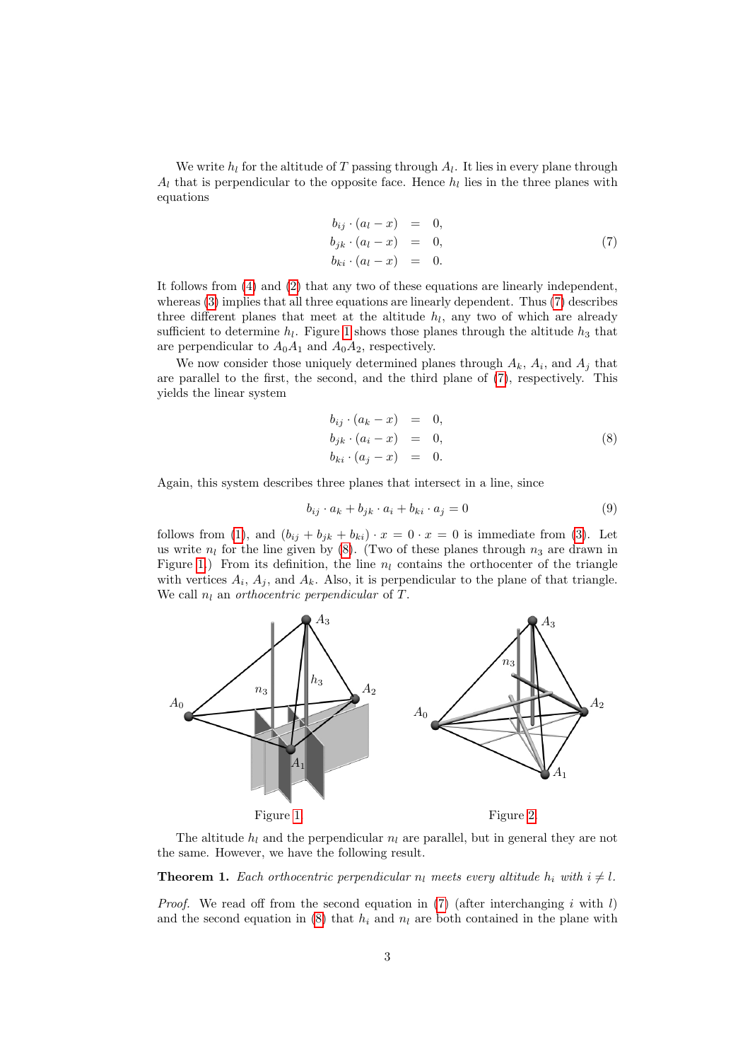We write $h_l$ for the altitude of $T$ passing through $A_l$. It lies in every plane through $A_l$ that is perpendicular to the opposite face. Hence $h_l$ lies in the three planes with equations

$$
\begin{aligned}
b_{ij} \cdot (a_l - x) &= 0, \\
b_{jk} \cdot (a_l - x) &= 0, \\
b_{ki} \cdot (a_l - x) &= 0.
\end{aligned}
\tag{7}
$$

It follows from (4) and (2) that any two of these equations are linearly independent, whereas (3) implies that all three equations are linearly dependent. Thus (7) describes three different planes that meet at the altitude $h_l$, any two of which are already sufficient to determine $h_l$. Figure 1 shows those planes through the altitude $h_3$ that are perpendicular to $A_0A_1$ and $A_0A_2$, respectively.

We now consider those uniquely determined planes through $A_k$, $A_i$, and $A_j$ that are parallel to the first, the second, and the third plane of (7), respectively. This yields the linear system

$$
\begin{aligned}
b_{ij} \cdot (a_k - x) &= 0, \\
b_{jk} \cdot (a_i - x) &= 0, \\
b_{ki} \cdot (a_j - x) &= 0.
\end{aligned}
\tag{8}
$$

Again, this system describes three planes that intersect in a line, since

$$
b_{ij} \cdot a_k + b_{jk} \cdot a_i + b_{ki} \cdot a_j = 0 \tag{9}
$$

follows from (1), and $(b_{ij} + b_{jk} + b_{ki}) \cdot x = 0 \cdot x = 0$ is immediate from (3). Let us write $n_l$ for the line given by (8). (Two of these planes through $n_3$ are drawn in Figure 1.) From its definition, the line $n_l$ contains the orthocenter of the triangle with vertices $A_i$, $A_j$, and $A_k$. Also, it is perpendicular to the plane of that triangle. We call $n_l$ an *orthocentric perpendicular* of $T$.

Figure 1

Figure 2

The altitude $h_l$ and the perpendicular $n_l$ are parallel, but in general they are not the same. However, we have the following result.

**Theorem 1.** *Each orthocentric perpendicular $n_l$ meets every altitude $h_i$ with $i \neq l$.*

*Proof.* We read off from the second equation in (7) (after interchanging $i$ with $l$) and the second equation in (8) that $h_i$ and $n_l$ are both contained in the plane with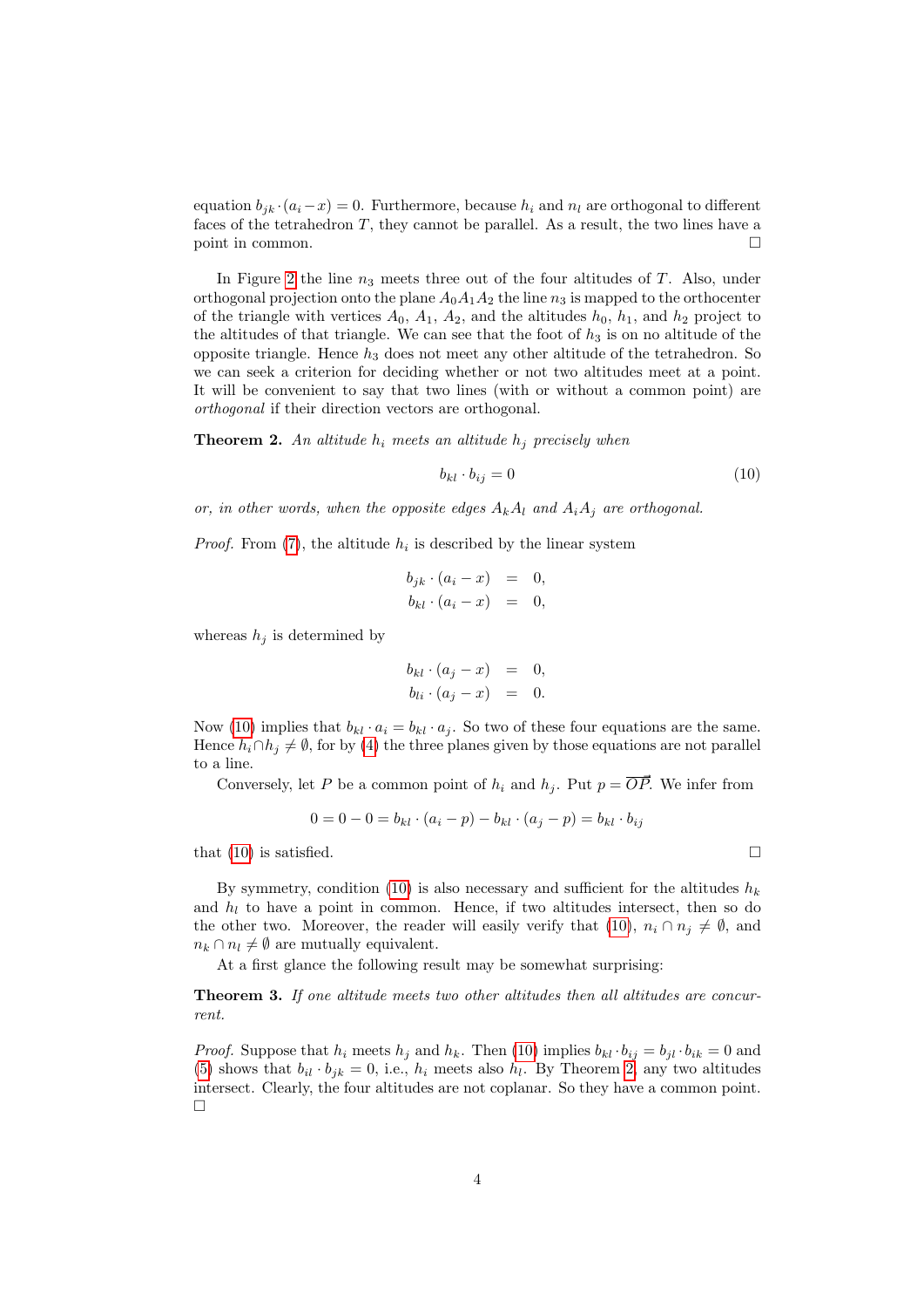equation $b_{jk} \cdot (a_i - x) = 0$. Furthermore, because $h_i$ and $n_l$ are orthogonal to different faces of the tetrahedron $T$, they cannot be parallel. As a result, the two lines have a point in common. □

In Figure 2 the line $n_3$ meets three out of the four altitudes of $T$. Also, under orthogonal projection onto the plane $A_0A_1A_2$ the line $n_3$ is mapped to the orthocenter of the triangle with vertices $A_0$, $A_1$, $A_2$, and the altitudes $h_0$, $h_1$, and $h_2$ project to the altitudes of that triangle. We can see that the foot of $h_3$ is on no altitude of the opposite triangle. Hence $h_3$ does not meet any other altitude of the tetrahedron. So we can seek a criterion for deciding whether or not two altitudes meet at a point. It will be convenient to say that two lines (with or without a common point) are *orthogonal* if their direction vectors are orthogonal.

**Theorem 2.** *An altitude $h_i$ meets an altitude $h_j$ precisely when*

$$b_{kl} \cdot b_{ij} = 0 \tag{10}$$

*or, in other words, when the opposite edges $A_kA_l$ and $A_iA_j$ are orthogonal.*

*Proof.* From (7), the altitude $h_i$ is described by the linear system

$$\begin{aligned} b_{jk} \cdot (a_i - x) &= 0, \\ b_{kl} \cdot (a_i - x) &= 0, \end{aligned}$$

whereas $h_j$ is determined by

$$\begin{aligned} b_{kl} \cdot (a_j - x) &= 0, \\ b_{li} \cdot (a_j - x) &= 0. \end{aligned}$$

Now (10) implies that $b_{kl} \cdot a_i = b_{kl} \cdot a_j$. So two of these four equations are the same. Hence $h_i \cap h_j \neq \emptyset$, for by (4) the three planes given by those equations are not parallel to a line.

Conversely, let $P$ be a common point of $h_i$ and $h_j$. Put $p = \overrightarrow{OP}$. We infer from

$$0 = 0 - 0 = b_{kl} \cdot (a_i - p) - b_{kl} \cdot (a_j - p) = b_{kl} \cdot b_{ij}$$

that (10) is satisfied. □

By symmetry, condition (10) is also necessary and sufficient for the altitudes $h_k$ and $h_l$ to have a point in common. Hence, if two altitudes intersect, then so do the other two. Moreover, the reader will easily verify that (10), $n_i \cap n_j \neq \emptyset$, and $n_k \cap n_l \neq \emptyset$ are mutually equivalent.

At a first glance the following result may be somewhat surprising:

**Theorem 3.** *If one altitude meets two other altitudes then all altitudes are concurrent.*

*Proof.* Suppose that $h_i$ meets $h_j$ and $h_k$. Then (10) implies $b_{kl} \cdot b_{ij} = b_{jl} \cdot b_{ik} = 0$ and (5) shows that $b_{il} \cdot b_{jk} = 0$, i.e., $h_i$ meets also $h_l$. By Theorem 2, any two altitudes intersect. Clearly, the four altitudes are not coplanar. So they have a common point. □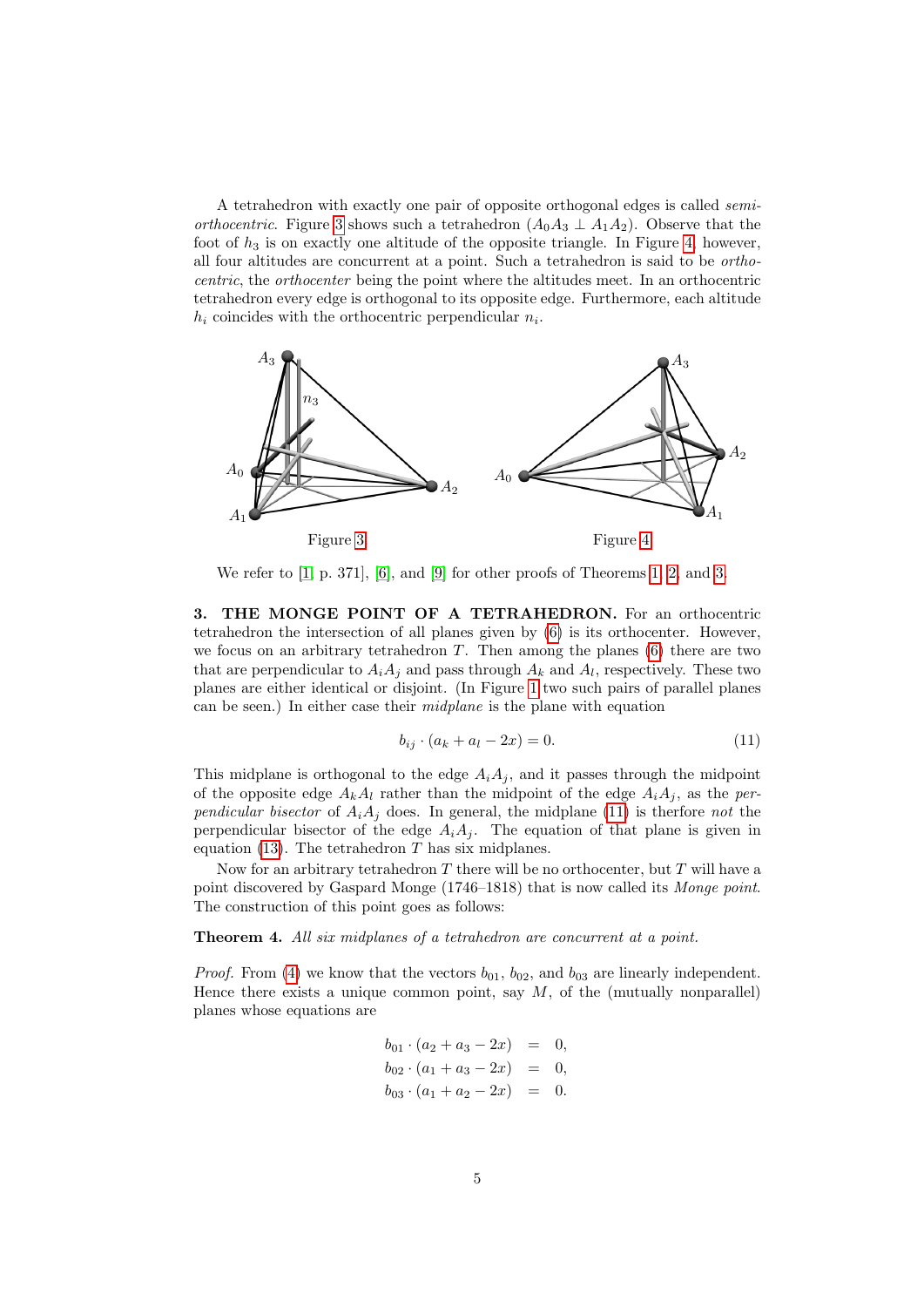A tetrahedron with exactly one pair of opposite orthogonal edges is called *semi-orthocentric*. Figure 3 shows such a tetrahedron ($A_0A_3 \perp A_1A_2$). Observe that the foot of $h_3$ is on exactly one altitude of the opposite triangle. In Figure 4, however, all four altitudes are concurrent at a point. Such a tetrahedron is said to be *orthocentric*, the *orthocenter* being the point where the altitudes meet. In an orthocentric tetrahedron every edge is orthogonal to its opposite edge. Furthermore, each altitude $h_i$ coincides with the orthocentric perpendicular $n_i$.

Figure 3

Figure 4

We refer to [1, p. 371], [6], and [9] for other proofs of Theorems 1, 2, and 3.

**3. THE MONGE POINT OF A TETRAHEDRON.** For an orthocentric tetrahedron the intersection of all planes given by (6) is its orthocenter. However, we focus on an arbitrary tetrahedron $T$. Then among the planes (6) there are two that are perpendicular to $A_iA_j$ and pass through $A_k$ and $A_l$, respectively. These two planes are either identical or disjoint. (In Figure 1 two such pairs of parallel planes can be seen.) In either case their *midplane* is the plane with equation

$$b_{ij} \cdot (a_k + a_l - 2x) = 0. \tag{11}$$

This midplane is orthogonal to the edge $A_iA_j$, and it passes through the midpoint of the opposite edge $A_kA_l$ rather than the midpoint of the edge $A_iA_j$, as the *perpendicular bisector* of $A_iA_j$ does. In general, the midplane (11) is therfore *not* the perpendicular bisector of the edge $A_iA_j$. The equation of that plane is given in equation (13). The tetrahedron $T$ has six midplanes.

Now for an arbitrary tetrahedron $T$ there will be no orthocenter, but $T$ will have a point discovered by Gaspard Monge (1746–1818) that is now called its *Monge point*. The construction of this point goes as follows:

**Theorem 4.** *All six midplanes of a tetrahedron are concurrent at a point.*

*Proof.* From (4) we know that the vectors $b_{01}$, $b_{02}$, and $b_{03}$ are linearly independent. Hence there exists a unique common point, say $M$, of the (mutually nonparallel) planes whose equations are

$$\begin{aligned}
b_{01} \cdot (a_2 + a_3 - 2x) &= 0, \\
b_{02} \cdot (a_1 + a_3 - 2x) &= 0, \\
b_{03} \cdot (a_1 + a_2 - 2x) &= 0.
\end{aligned}$$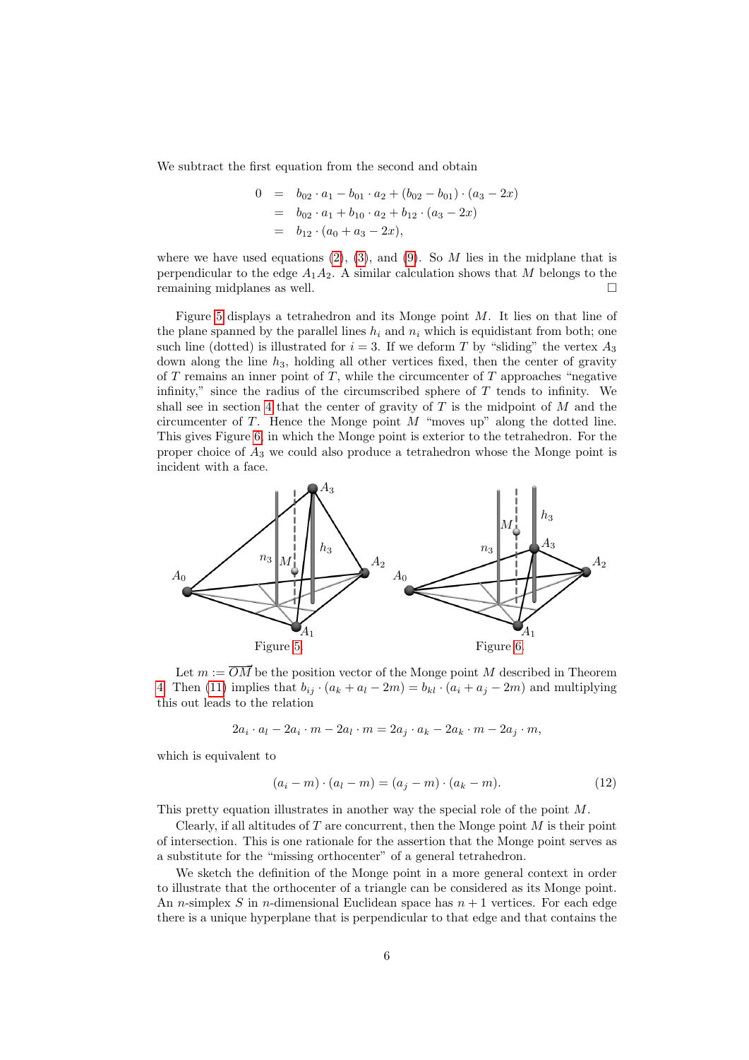We subtract the first equation from the second and obtain

$$
\begin{aligned}
0 &= b_{02} \cdot a_1 - b_{01} \cdot a_2 + (b_{02} - b_{01}) \cdot (a_3 - 2x) \\
&= b_{02} \cdot a_1 + b_{10} \cdot a_2 + b_{12} \cdot (a_3 - 2x) \\
&= b_{12} \cdot (a_0 + a_3 - 2x),
\end{aligned}
$$

where we have used equations (2), (3), and (9). So $M$ lies in the midplane that is perpendicular to the edge $A_1A_2$. A similar calculation shows that $M$ belongs to the remaining midplanes as well. □

Figure 5 displays a tetrahedron and its Monge point $M$. It lies on that line of the plane spanned by the parallel lines $h_i$ and $n_i$ which is equidistant from both; one such line (dotted) is illustrated for $i = 3$. If we deform $T$ by "sliding" the vertex $A_3$ down along the line $h_3$, holding all other vertices fixed, then the center of gravity of $T$ remains an inner point of $T$, while the circumcenter of $T$ approaches "negative infinity," since the radius of the circumscribed sphere of $T$ tends to infinity. We shall see in section 4 that the center of gravity of $T$ is the midpoint of $M$ and the circumcenter of $T$. Hence the Monge point $M$ "moves up" along the dotted line. This gives Figure 6, in which the Monge point is exterior to the tetrahedron. For the proper choice of $A_3$ we could also produce a tetrahedron whose the Monge point is incident with a face.

Figure 5

Figure 6

Let $m := \overrightarrow{OM}$ be the position vector of the Monge point $M$ described in Theorem 4. Then (11) implies that $b_{ij} \cdot (a_k + a_l - 2m) = b_{kl} \cdot (a_i + a_j - 2m)$ and multiplying this out leads to the relation

$$
2a_i \cdot a_l - 2a_i \cdot m - 2a_l \cdot m = 2a_j \cdot a_k - 2a_k \cdot m - 2a_j \cdot m,
$$

which is equivalent to

$$
(a_i - m) \cdot (a_l - m) = (a_j - m) \cdot (a_k - m). \tag{12}
$$

This pretty equation illustrates in another way the special role of the point $M$.

Clearly, if all altitudes of $T$ are concurrent, then the Monge point $M$ is their point of intersection. This is one rationale for the assertion that the Monge point serves as a substitute for the "missing orthocenter" of a general tetrahedron.

We sketch the definition of the Monge point in a more general context in order to illustrate that the orthocenter of a triangle can be considered as its Monge point. An $n$-simplex $S$ in $n$-dimensional Euclidean space has $n + 1$ vertices. For each edge there is a unique hyperplane that is perpendicular to that edge and that contains the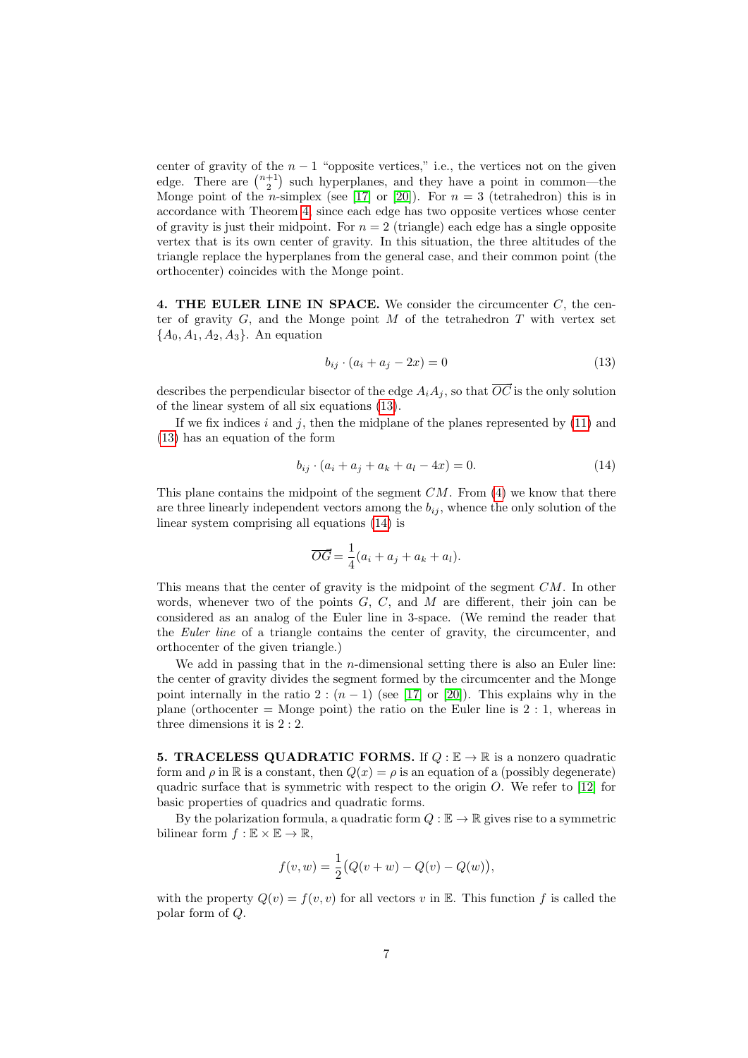center of gravity of the $n-1$ "opposite vertices," i.e., the vertices not on the given edge. There are $\binom{n+1}{2}$ such hyperplanes, and they have a point in common—the Monge point of the $n$-simplex (see [17] or [20]). For $n = 3$ (tetrahedron) this is in accordance with Theorem 4, since each edge has two opposite vertices whose center of gravity is just their midpoint. For $n = 2$ (triangle) each edge has a single opposite vertex that is its own center of gravity. In this situation, the three altitudes of the triangle replace the hyperplanes from the general case, and their common point (the orthocenter) coincides with the Monge point.

**4. THE EULER LINE IN SPACE.** We consider the circumcenter $C$, the center of gravity $G$, and the Monge point $M$ of the tetrahedron $T$ with vertex set $\{A_0, A_1, A_2, A_3\}$. An equation

$$b_{ij} \cdot (a_i + a_j - 2x) = 0 \tag{13}$$

describes the perpendicular bisector of the edge $A_iA_j$, so that $\overrightarrow{OC}$ is the only solution of the linear system of all six equations (13).

If we fix indices $i$ and $j$, then the midplane of the planes represented by (11) and (13) has an equation of the form

$$b_{ij} \cdot (a_i + a_j + a_k + a_l - 4x) = 0. \tag{14}$$

This plane contains the midpoint of the segment $CM$. From (4) we know that there are three linearly independent vectors among the $b_{ij}$, whence the only solution of the linear system comprising all equations (14) is

$$\overrightarrow{OG} = \frac{1}{4}(a_i + a_j + a_k + a_l).$$

This means that the center of gravity is the midpoint of the segment $CM$. In other words, whenever two of the points $G$, $C$, and $M$ are different, their join can be considered as an analog of the Euler line in 3-space. (We remind the reader that the *Euler line* of a triangle contains the center of gravity, the circumcenter, and orthocenter of the given triangle.)

We add in passing that in the $n$-dimensional setting there is also an Euler line: the center of gravity divides the segment formed by the circumcenter and the Monge point internally in the ratio $2 : (n-1)$ (see [17] or [20]). This explains why in the plane (orthocenter = Monge point) the ratio on the Euler line is $2 : 1$, whereas in three dimensions it is $2 : 2$.

**5. TRACELESS QUADRATIC FORMS.** If $Q : \mathbb{E} \to \mathbb{R}$ is a nonzero quadratic form and $\rho$ in $\mathbb{R}$ is a constant, then $Q(x) = \rho$ is an equation of a (possibly degenerate) quadric surface that is symmetric with respect to the origin $O$. We refer to [12] for basic properties of quadrics and quadratic forms.

By the polarization formula, a quadratic form $Q : \mathbb{E} \to \mathbb{R}$ gives rise to a symmetric bilinear form $f : \mathbb{E} \times \mathbb{E} \to \mathbb{R}$,

$$f(v, w) = \frac{1}{2}\big(Q(v + w) - Q(v) - Q(w)\big),$$

with the property $Q(v) = f(v, v)$ for all vectors $v$ in $\mathbb{E}$. This function $f$ is called the polar form of $Q$.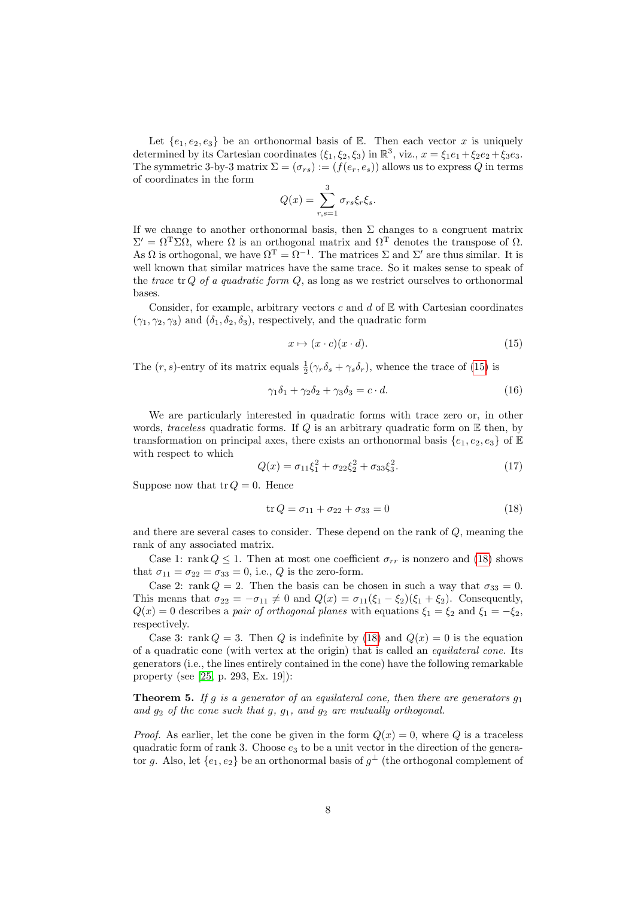Let $\{e_1, e_2, e_3\}$ be an orthonormal basis of $\mathbb{E}$. Then each vector $x$ is uniquely determined by its Cartesian coordinates $(\xi_1, \xi_2, \xi_3)$ in $\mathbb{R}^3$, viz., $x = \xi_1 e_1 + \xi_2 e_2 + \xi_3 e_3$. The symmetric 3-by-3 matrix $\Sigma = (\sigma_{rs}) := (f(e_r, e_s))$ allows us to express $Q$ in terms of coordinates in the form

$$Q(x) = \sum_{r,s=1}^{3} \sigma_{rs} \xi_r \xi_s.$$

If we change to another orthonormal basis, then $\Sigma$ changes to a congruent matrix $\Sigma' = \Omega^{\mathrm{T}} \Sigma \Omega$, where $\Omega$ is an orthogonal matrix and $\Omega^{\mathrm{T}}$ denotes the transpose of $\Omega$. As $\Omega$ is orthogonal, we have $\Omega^{\mathrm{T}} = \Omega^{-1}$. The matrices $\Sigma$ and $\Sigma'$ are thus similar. It is well known that similar matrices have the same trace. So it makes sense to speak of the *trace* $\operatorname{tr} Q$ *of a quadratic form* $Q$, as long as we restrict ourselves to orthonormal bases.

Consider, for example, arbitrary vectors $c$ and $d$ of $\mathbb{E}$ with Cartesian coordinates $(\gamma_1, \gamma_2, \gamma_3)$ and $(\delta_1, \delta_2, \delta_3)$, respectively, and the quadratic form

$$x \mapsto (x \cdot c)(x \cdot d). \tag{15}$$

The $(r, s)$-entry of its matrix equals $\frac{1}{2}(\gamma_r \delta_s + \gamma_s \delta_r)$, whence the trace of (15) is

$$\gamma_1 \delta_1 + \gamma_2 \delta_2 + \gamma_3 \delta_3 = c \cdot d. \tag{16}$$

We are particularly interested in quadratic forms with trace zero or, in other words, *traceless* quadratic forms. If $Q$ is an arbitrary quadratic form on $\mathbb{E}$ then, by transformation on principal axes, there exists an orthonormal basis $\{e_1, e_2, e_3\}$ of $\mathbb{E}$ with respect to which

$$Q(x) = \sigma_{11} \xi_1^2 + \sigma_{22} \xi_2^2 + \sigma_{33} \xi_3^2. \tag{17}$$

Suppose now that $\operatorname{tr} Q = 0$. Hence

$$\operatorname{tr} Q = \sigma_{11} + \sigma_{22} + \sigma_{33} = 0 \tag{18}$$

and there are several cases to consider. These depend on the rank of $Q$, meaning the rank of any associated matrix.

Case 1: $\operatorname{rank} Q \leq 1$. Then at most one coefficient $\sigma_{rr}$ is nonzero and (18) shows that $\sigma_{11} = \sigma_{22} = \sigma_{33} = 0$, i.e., $Q$ is the zero-form.

Case 2: $\operatorname{rank} Q = 2$. Then the basis can be chosen in such a way that $\sigma_{33} = 0$. This means that $\sigma_{22} = -\sigma_{11} \neq 0$ and $Q(x) = \sigma_{11}(\xi_1 - \xi_2)(\xi_1 + \xi_2)$. Consequently, $Q(x) = 0$ describes a *pair of orthogonal planes* with equations $\xi_1 = \xi_2$ and $\xi_1 = -\xi_2$, respectively.

Case 3: $\operatorname{rank} Q = 3$. Then $Q$ is indefinite by (18) and $Q(x) = 0$ is the equation of a quadratic cone (with vertex at the origin) that is called an *equilateral cone*. Its generators (i.e., the lines entirely contained in the cone) have the following remarkable property (see [25, p. 293, Ex. 19]):

**Theorem 5.** *If $g$ is a generator of an equilateral cone, then there are generators $g_1$ and $g_2$ of the cone such that $g$, $g_1$, and $g_2$ are mutually orthogonal.*

*Proof.* As earlier, let the cone be given in the form $Q(x) = 0$, where $Q$ is a traceless quadratic form of rank 3. Choose $e_3$ to be a unit vector in the direction of the generator $g$. Also, let $\{e_1, e_2\}$ be an orthonormal basis of $g^{\perp}$ (the orthogonal complement of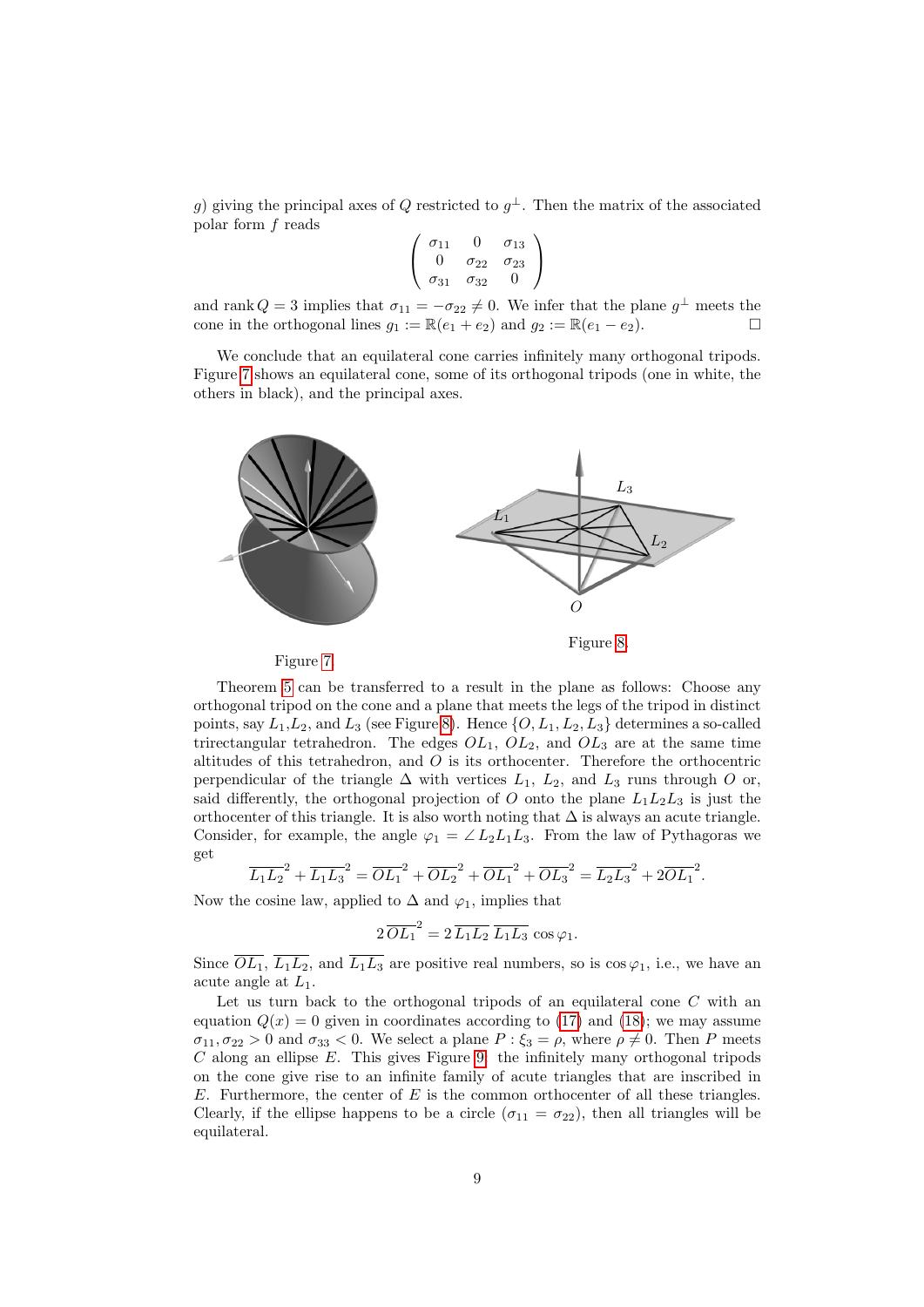$g$) giving the principal axes of $Q$ restricted to $g^\perp$. Then the matrix of the associated polar form $f$ reads

$$\begin{pmatrix} \sigma_{11} & 0 & \sigma_{13} \\ 0 & \sigma_{22} & \sigma_{23} \\ \sigma_{31} & \sigma_{32} & 0 \end{pmatrix}$$

and $\operatorname{rank} Q = 3$ implies that $\sigma_{11} = -\sigma_{22} \neq 0$. We infer that the plane $g^\perp$ meets the cone in the orthogonal lines $g_1 := \mathbb{R}(e_1 + e_2)$ and $g_2 := \mathbb{R}(e_1 - e_2)$. □

We conclude that an equilateral cone carries infinitely many orthogonal tripods. Figure 7 shows an equilateral cone, some of its orthogonal tripods (one in white, the others in black), and the principal axes.

Figure 7.

Figure 8.

Theorem 5 can be transferred to a result in the plane as follows: Choose any orthogonal tripod on the cone and a plane that meets the legs of the tripod in distinct points, say $L_1$, $L_2$, and $L_3$ (see Figure 8). Hence $\{O, L_1, L_2, L_3\}$ determines a so-called trirectangular tetrahedron. The edges $OL_1$, $OL_2$, and $OL_3$ are at the same time altitudes of this tetrahedron, and $O$ is its orthocenter. Therefore the orthocentric perpendicular of the triangle $\Delta$ with vertices $L_1$, $L_2$, and $L_3$ runs through $O$ or, said differently, the orthogonal projection of $O$ onto the plane $L_1L_2L_3$ is just the orthocenter of this triangle. It is also worth noting that $\Delta$ is always an acute triangle. Consider, for example, the angle $\varphi_1 = \angle L_2L_1L_3$. From the law of Pythagoras we get

$$\overline{L_1L_2}^2 + \overline{L_1L_3}^2 = \overline{OL_1}^2 + \overline{OL_2}^2 + \overline{OL_1}^2 + \overline{OL_3}^2 = \overline{L_2L_3}^2 + 2\overline{OL_1}^2.$$

Now the cosine law, applied to $\Delta$ and $\varphi_1$, implies that

$$2\,\overline{OL_1}^2 = 2\,\overline{L_1L_2}\;\overline{L_1L_3}\,\cos\varphi_1.$$

Since $\overline{OL_1}$, $\overline{L_1L_2}$, and $\overline{L_1L_3}$ are positive real numbers, so is $\cos\varphi_1$, i.e., we have an acute angle at $L_1$.

Let us turn back to the orthogonal tripods of an equilateral cone $C$ with an equation $Q(x) = 0$ given in coordinates according to (17) and (18); we may assume $\sigma_{11}, \sigma_{22} > 0$ and $\sigma_{33} < 0$. We select a plane $P : \xi_3 = \rho$, where $\rho \neq 0$. Then $P$ meets $C$ along an ellipse $E$. This gives Figure 9: the infinitely many orthogonal tripods on the cone give rise to an infinite family of acute triangles that are inscribed in $E$. Furthermore, the center of $E$ is the common orthocenter of all these triangles. Clearly, if the ellipse happens to be a circle ($\sigma_{11} = \sigma_{22}$), then all triangles will be equilateral.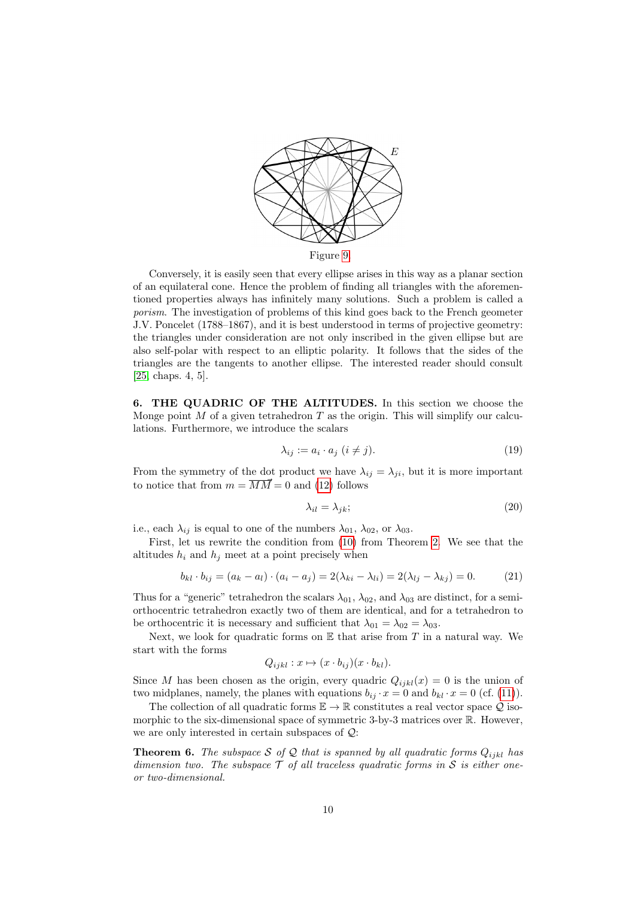Figure 9

Conversely, it is easily seen that every ellipse arises in this way as a planar section of an equilateral cone. Hence the problem of finding all triangles with the aforementioned properties always has infinitely many solutions. Such a problem is called a *porism*. The investigation of problems of this kind goes back to the French geometer J.V. Poncelet (1788–1867), and it is best understood in terms of projective geometry: the triangles under consideration are not only inscribed in the given ellipse but are also self-polar with respect to an elliptic polarity. It follows that the sides of the triangles are the tangents to another ellipse. The interested reader should consult [25, chaps. 4, 5].

**6. THE QUADRIC OF THE ALTITUDES.** In this section we choose the Monge point $M$ of a given tetrahedron $T$ as the origin. This will simplify our calculations. Furthermore, we introduce the scalars

$$\lambda_{ij} := a_i \cdot a_j \ (i \neq j). \tag{19}$$

From the symmetry of the dot product we have $\lambda_{ij} = \lambda_{ji}$, but it is more important to notice that from $m = \overrightarrow{MM} = 0$ and (12) follows

$$\lambda_{il} = \lambda_{jk}; \tag{20}$$

i.e., each $\lambda_{ij}$ is equal to one of the numbers $\lambda_{01}$, $\lambda_{02}$, or $\lambda_{03}$.

First, let us rewrite the condition from (10) from Theorem 2. We see that the altitudes $h_i$ and $h_j$ meet at a point precisely when

$$b_{kl} \cdot b_{ij} = (a_k - a_l) \cdot (a_i - a_j) = 2(\lambda_{ki} - \lambda_{li}) = 2(\lambda_{lj} - \lambda_{kj}) = 0. \tag{21}$$

Thus for a "generic" tetrahedron the scalars $\lambda_{01}$, $\lambda_{02}$, and $\lambda_{03}$ are distinct, for a semi-orthocentric tetrahedron exactly two of them are identical, and for a tetrahedron to be orthocentric it is necessary and sufficient that $\lambda_{01} = \lambda_{02} = \lambda_{03}$.

Next, we look for quadratic forms on $\mathbb{E}$ that arise from $T$ in a natural way. We start with the forms

$$Q_{ijkl} : x \mapsto (x \cdot b_{ij})(x \cdot b_{kl}).$$

Since $M$ has been chosen as the origin, every quadric $Q_{ijkl}(x) = 0$ is the union of two midplanes, namely, the planes with equations $b_{ij} \cdot x = 0$ and $b_{kl} \cdot x = 0$ (cf. (11)).

The collection of all quadratic forms $\mathbb{E} \to \mathbb{R}$ constitutes a real vector space $\mathcal{Q}$ isomorphic to the six-dimensional space of symmetric 3-by-3 matrices over $\mathbb{R}$. However, we are only interested in certain subspaces of $\mathcal{Q}$:

**Theorem 6.** *The subspace $\mathcal{S}$ of $\mathcal{Q}$ that is spanned by all quadratic forms $Q_{ijkl}$ has dimension two. The subspace $\mathcal{T}$ of all traceless quadratic forms in $\mathcal{S}$ is either one- or two-dimensional.*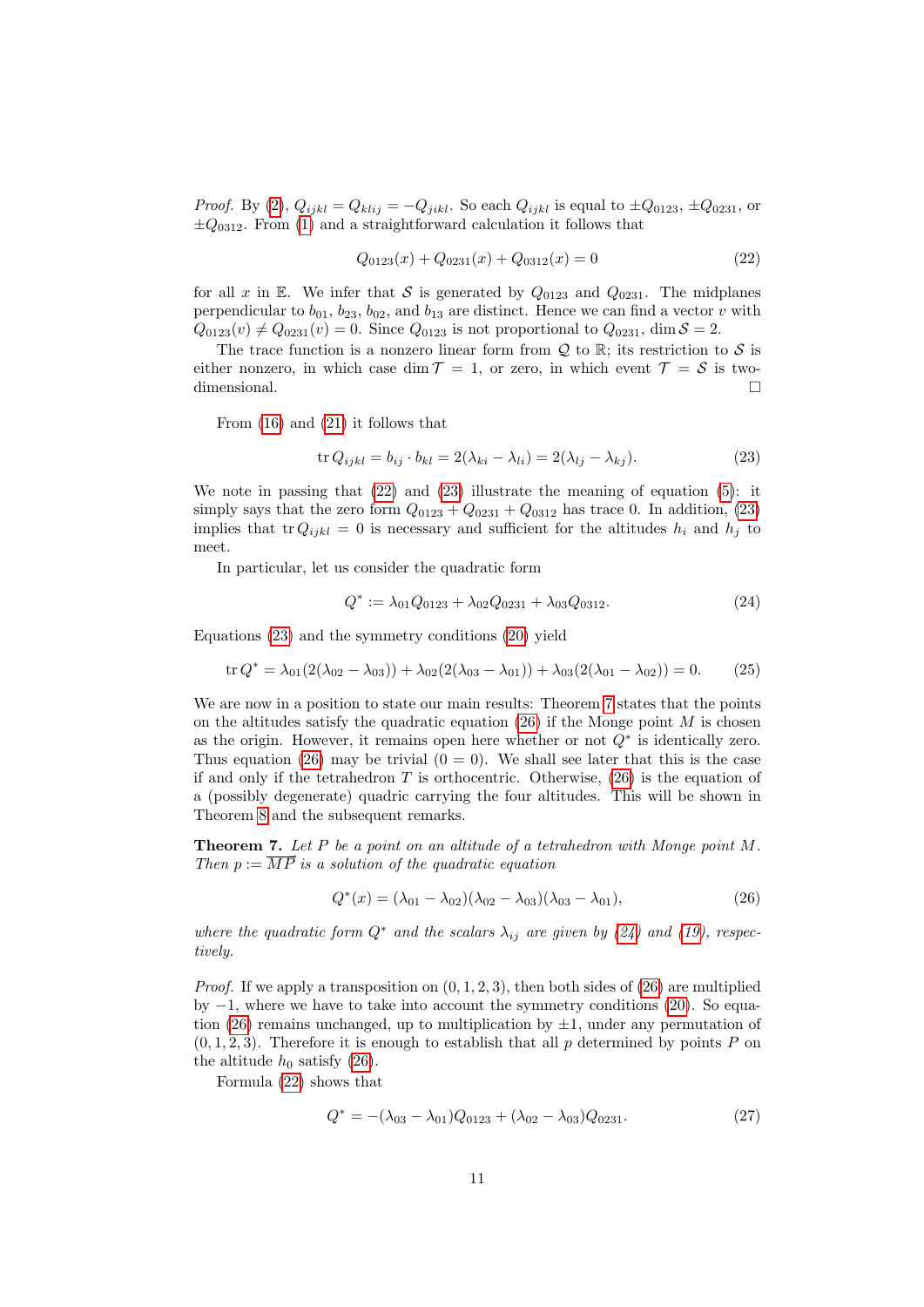*Proof.* By (2), $Q_{ijkl} = Q_{klij} = -Q_{jikl}$. So each $Q_{ijkl}$ is equal to $\pm Q_{0123}$, $\pm Q_{0231}$, or $\pm Q_{0312}$. From (1) and a straightforward calculation it follows that

$$Q_{0123}(x) + Q_{0231}(x) + Q_{0312}(x) = 0 \tag{22}$$

for all $x$ in $\mathbb{E}$. We infer that $\mathcal{S}$ is generated by $Q_{0123}$ and $Q_{0231}$. The midplanes perpendicular to $b_{01}$, $b_{23}$, $b_{02}$, and $b_{13}$ are distinct. Hence we can find a vector $v$ with $Q_{0123}(v) \neq Q_{0231}(v) = 0$. Since $Q_{0123}$ is not proportional to $Q_{0231}$, $\dim \mathcal{S} = 2$.

The trace function is a nonzero linear form from $\mathcal{Q}$ to $\mathbb{R}$; its restriction to $\mathcal{S}$ is either nonzero, in which case $\dim \mathcal{T} = 1$, or zero, in which event $\mathcal{T} = \mathcal{S}$ is two-dimensional. □

From (16) and (21) it follows that

$$\operatorname{tr} Q_{ijkl} = b_{ij} \cdot b_{kl} = 2(\lambda_{ki} - \lambda_{li}) = 2(\lambda_{lj} - \lambda_{kj}). \tag{23}$$

We note in passing that (22) and (23) illustrate the meaning of equation (5): it simply says that the zero form $Q_{0123} + Q_{0231} + Q_{0312}$ has trace 0. In addition, (23) implies that $\operatorname{tr} Q_{ijkl} = 0$ is necessary and sufficient for the altitudes $h_i$ and $h_j$ to meet.

In particular, let us consider the quadratic form

$$Q^* := \lambda_{01} Q_{0123} + \lambda_{02} Q_{0231} + \lambda_{03} Q_{0312}. \tag{24}$$

Equations (23) and the symmetry conditions (20) yield

$$\operatorname{tr} Q^* = \lambda_{01}(2(\lambda_{02} - \lambda_{03})) + \lambda_{02}(2(\lambda_{03} - \lambda_{01})) + \lambda_{03}(2(\lambda_{01} - \lambda_{02})) = 0. \tag{25}$$

We are now in a position to state our main results: Theorem 7 states that the points on the altitudes satisfy the quadratic equation (26) if the Monge point $M$ is chosen as the origin. However, it remains open here whether or not $Q^*$ is identically zero. Thus equation (26) may be trivial ($0 = 0$). We shall see later that this is the case if and only if the tetrahedron $T$ is orthocentric. Otherwise, (26) is the equation of a (possibly degenerate) quadric carrying the four altitudes. This will be shown in Theorem 8 and the subsequent remarks.

**Theorem 7.** *Let $P$ be a point on an altitude of a tetrahedron with Monge point $M$. Then $p := \overrightarrow{MP}$ is a solution of the quadratic equation*

$$Q^*(x) = (\lambda_{01} - \lambda_{02})(\lambda_{02} - \lambda_{03})(\lambda_{03} - \lambda_{01}), \tag{26}$$

*where the quadratic form $Q^*$ and the scalars $\lambda_{ij}$ are given by (24) and (19), respectively.*

*Proof.* If we apply a transposition on $(0, 1, 2, 3)$, then both sides of (26) are multiplied by $-1$, where we have to take into account the symmetry conditions (20). So equation (26) remains unchanged, up to multiplication by $\pm 1$, under any permutation of $(0, 1, 2, 3)$. Therefore it is enough to establish that all $p$ determined by points $P$ on the altitude $h_0$ satisfy (26).

Formula (22) shows that

$$Q^* = -(\lambda_{03} - \lambda_{01}) Q_{0123} + (\lambda_{02} - \lambda_{03}) Q_{0231}. \tag{27}$$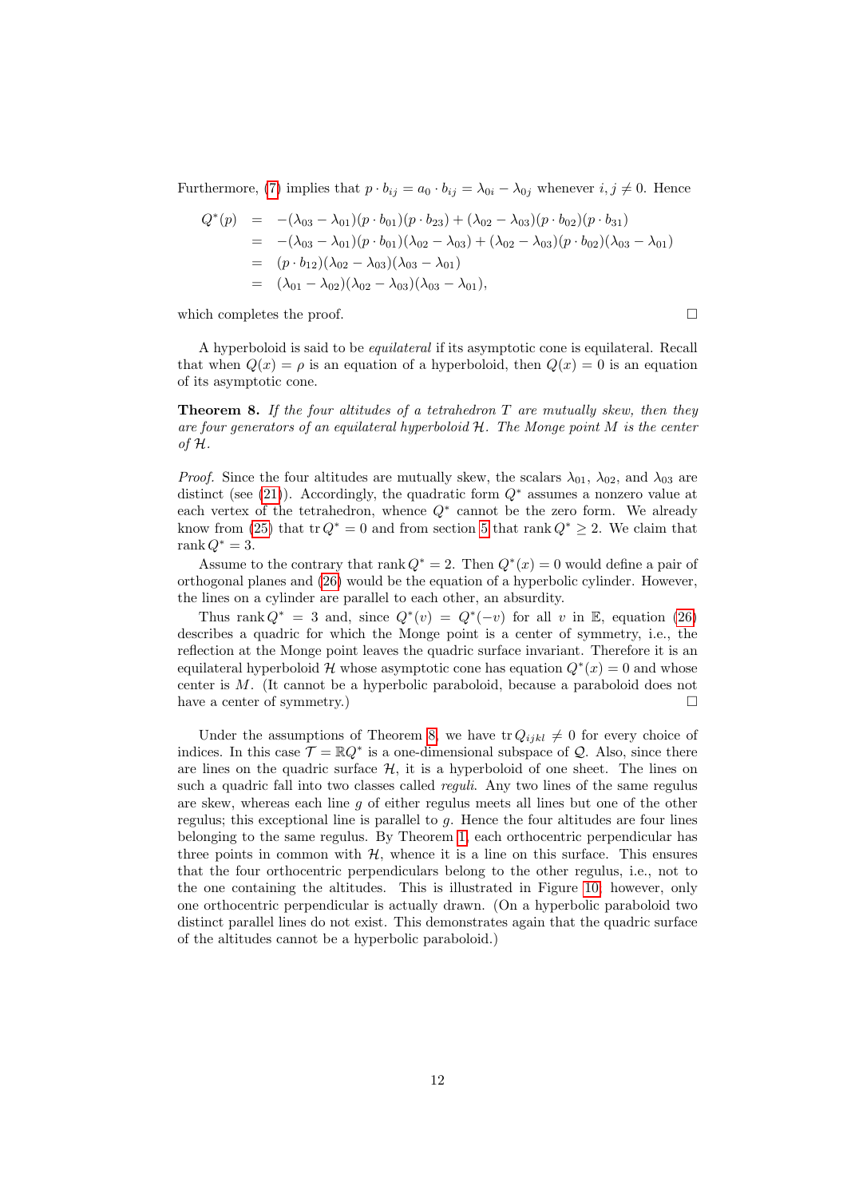Furthermore, (7) implies that $p \cdot b_{ij} = a_0 \cdot b_{ij} = \lambda_{0i} - \lambda_{0j}$ whenever $i, j \neq 0$. Hence

$$
\begin{aligned}
Q^*(p) &= -(\lambda_{03} - \lambda_{01})(p \cdot b_{01})(p \cdot b_{23}) + (\lambda_{02} - \lambda_{03})(p \cdot b_{02})(p \cdot b_{31}) \\
&= -(\lambda_{03} - \lambda_{01})(p \cdot b_{01})(\lambda_{02} - \lambda_{03}) + (\lambda_{02} - \lambda_{03})(p \cdot b_{02})(\lambda_{03} - \lambda_{01}) \\
&= (p \cdot b_{12})(\lambda_{02} - \lambda_{03})(\lambda_{03} - \lambda_{01}) \\
&= (\lambda_{01} - \lambda_{02})(\lambda_{02} - \lambda_{03})(\lambda_{03} - \lambda_{01}),
\end{aligned}
$$

which completes the proof. □

A hyperboloid is said to be *equilateral* if its asymptotic cone is equilateral. Recall that when $Q(x) = \rho$ is an equation of a hyperboloid, then $Q(x) = 0$ is an equation of its asymptotic cone.

**Theorem 8.** *If the four altitudes of a tetrahedron $T$ are mutually skew, then they are four generators of an equilateral hyperboloid $\mathcal{H}$. The Monge point $M$ is the center of $\mathcal{H}$.*

*Proof.* Since the four altitudes are mutually skew, the scalars $\lambda_{01}$, $\lambda_{02}$, and $\lambda_{03}$ are distinct (see (21)). Accordingly, the quadratic form $Q^*$ assumes a nonzero value at each vertex of the tetrahedron, whence $Q^*$ cannot be the zero form. We already know from (25) that $\operatorname{tr} Q^* = 0$ and from section 5 that $\operatorname{rank} Q^* \geq 2$. We claim that $\operatorname{rank} Q^* = 3$.

Assume to the contrary that $\operatorname{rank} Q^* = 2$. Then $Q^*(x) = 0$ would define a pair of orthogonal planes and (26) would be the equation of a hyperbolic cylinder. However, the lines on a cylinder are parallel to each other, an absurdity.

Thus $\operatorname{rank} Q^* = 3$ and, since $Q^*(v) = Q^*(-v)$ for all $v$ in $\mathbb{E}$, equation (26) describes a quadric for which the Monge point is a center of symmetry, i.e., the reflection at the Monge point leaves the quadric surface invariant. Therefore it is an equilateral hyperboloid $\mathcal{H}$ whose asymptotic cone has equation $Q^*(x) = 0$ and whose center is $M$. (It cannot be a hyperbolic paraboloid, because a paraboloid does not have a center of symmetry.) □

Under the assumptions of Theorem 8, we have $\operatorname{tr} Q_{ijkl} \neq 0$ for every choice of indices. In this case $\mathcal{T} = \mathbb{R}Q^*$ is a one-dimensional subspace of $\mathcal{Q}$. Also, since there are lines on the quadric surface $\mathcal{H}$, it is a hyperboloid of one sheet. The lines on such a quadric fall into two classes called *reguli*. Any two lines of the same regulus are skew, whereas each line $g$ of either regulus meets all lines but one of the other regulus; this exceptional line is parallel to $g$. Hence the four altitudes are four lines belonging to the same regulus. By Theorem 1, each orthocentric perpendicular has three points in common with $\mathcal{H}$, whence it is a line on this surface. This ensures that the four orthocentric perpendiculars belong to the other regulus, i.e., not to the one containing the altitudes. This is illustrated in Figure 10, however, only one orthocentric perpendicular is actually drawn. (On a hyperbolic paraboloid two distinct parallel lines do not exist. This demonstrates again that the quadric surface of the altitudes cannot be a hyperbolic paraboloid.)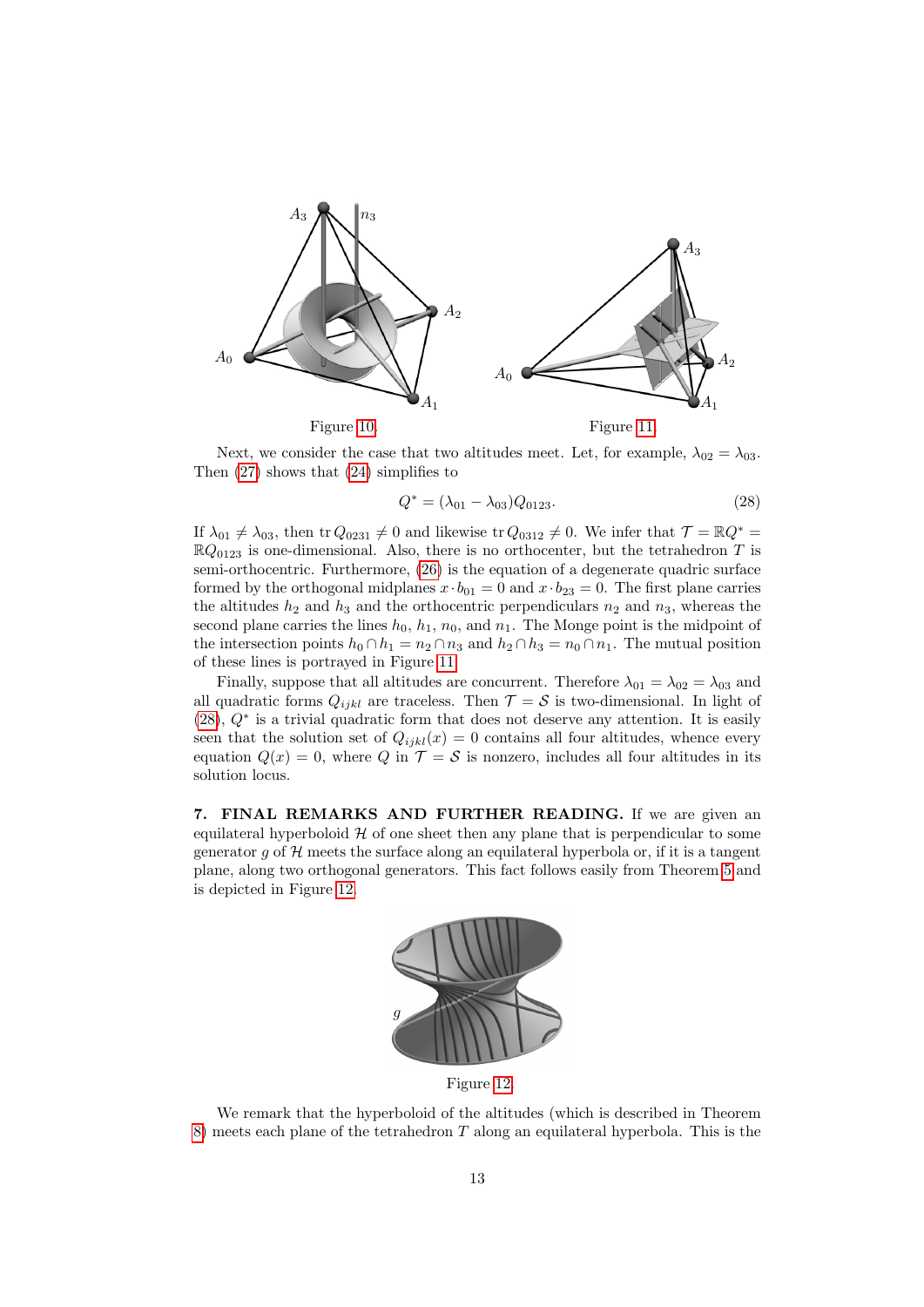Figure 10.

Figure 11.

Next, we consider the case that two altitudes meet. Let, for example, $\lambda_{02} = \lambda_{03}$. Then (27) shows that (24) simplifies to

$$Q^* = (\lambda_{01} - \lambda_{03}) Q_{0123}. \tag{28}$$

If $\lambda_{01} \neq \lambda_{03}$, then $\operatorname{tr} Q_{0231} \neq 0$ and likewise $\operatorname{tr} Q_{0312} \neq 0$. We infer that $\mathcal{T} = \mathbb{R}Q^* = \mathbb{R}Q_{0123}$ is one-dimensional. Also, there is no orthocenter, but the tetrahedron $T$ is semi-orthocentric. Furthermore, (26) is the equation of a degenerate quadric surface formed by the orthogonal midplanes $x \cdot b_{01} = 0$ and $x \cdot b_{23} = 0$. The first plane carries the altitudes $h_2$ and $h_3$ and the orthocentric perpendiculars $n_2$ and $n_3$, whereas the second plane carries the lines $h_0$, $h_1$, $n_0$, and $n_1$. The Monge point is the midpoint of the intersection points $h_0 \cap h_1 = n_2 \cap n_3$ and $h_2 \cap h_3 = n_0 \cap n_1$. The mutual position of these lines is portrayed in Figure 11.

Finally, suppose that all altitudes are concurrent. Therefore $\lambda_{01} = \lambda_{02} = \lambda_{03}$ and all quadratic forms $Q_{ijkl}$ are traceless. Then $\mathcal{T} = \mathcal{S}$ is two-dimensional. In light of (28), $Q^*$ is a trivial quadratic form that does not deserve any attention. It is easily seen that the solution set of $Q_{ijkl}(x) = 0$ contains all four altitudes, whence every equation $Q(x) = 0$, where $Q$ in $\mathcal{T} = \mathcal{S}$ is nonzero, includes all four altitudes in its solution locus.

## 7. FINAL REMARKS AND FURTHER READING.

If we are given an equilateral hyperboloid $\mathcal{H}$ of one sheet then any plane that is perpendicular to some generator $g$ of $\mathcal{H}$ meets the surface along an equilateral hyperbola or, if it is a tangent plane, along two orthogonal generators. This fact follows easily from Theorem 5 and is depicted in Figure 12.

Figure 12.

We remark that the hyperboloid of the altitudes (which is described in Theorem 8) meets each plane of the tetrahedron $T$ along an equilateral hyperbola. This is the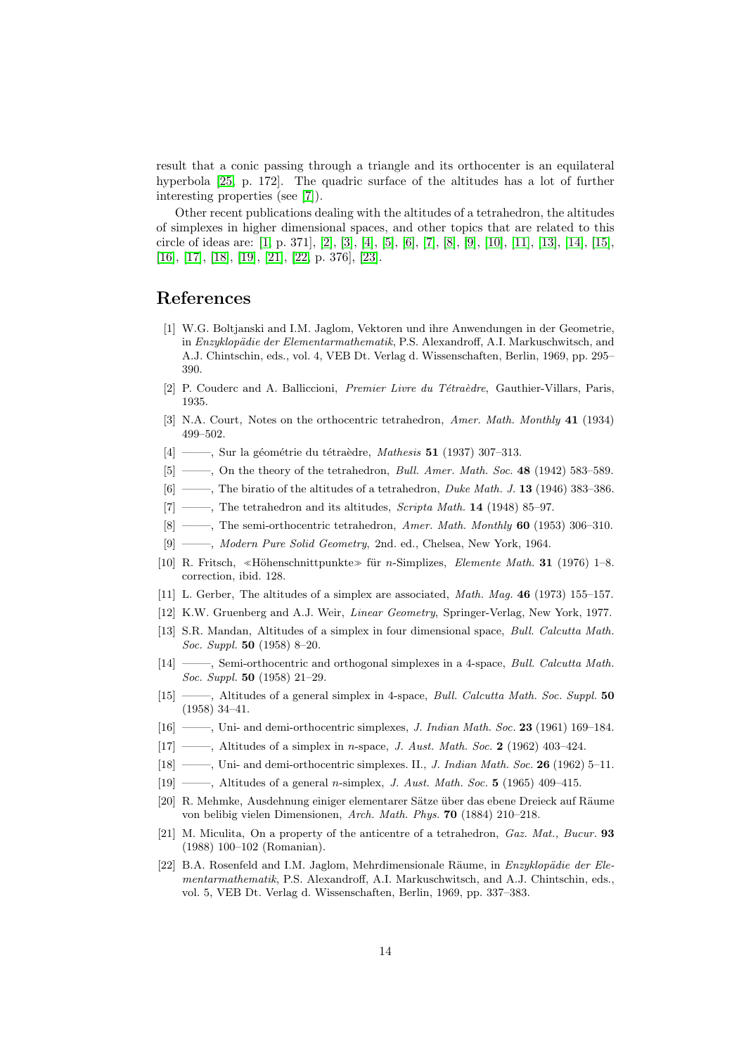result that a conic passing through a triangle and its orthocenter is an equilateral hyperbola [25, p. 172]. The quadric surface of the altitudes has a lot of further interesting properties (see [7]).

Other recent publications dealing with the altitudes of a tetrahedron, the altitudes of simplexes in higher dimensional spaces, and other topics that are related to this circle of ideas are: [1, p. 371], [2], [3], [4], [5], [6], [7], [8], [9], [10], [11], [13], [14], [15], [16], [17], [18], [19], [21], [22, p. 376], [23].

## References

[1] W.G. Boltjanski and I.M. Jaglom, Vektoren und ihre Anwendungen in der Geometrie, in *Enzyklopädie der Elementarmathematik*, P.S. Alexandroff, A.I. Markuschwitsch, and A.J. Chintschin, eds., vol. 4, VEB Dt. Verlag d. Wissenschaften, Berlin, 1969, pp. 295–390.

[2] P. Couderc and A. Balliccioni, *Premier Livre du Tétraèdre*, Gauthier-Villars, Paris, 1935.

[3] N.A. Court, Notes on the orthocentric tetrahedron, *Amer. Math. Monthly* **41** (1934) 499–502.

[4] ——, Sur la géométrie du tétraèdre, *Mathesis* **51** (1937) 307–313.

[5] ——, On the theory of the tetrahedron, *Bull. Amer. Math. Soc.* **48** (1942) 583–589.

[6] ——, The biratio of the altitudes of a tetrahedron, *Duke Math. J.* **13** (1946) 383–386.

[7] ——, The tetrahedron and its altitudes, *Scripta Math.* **14** (1948) 85–97.

[8] ——, The semi-orthocentric tetrahedron, *Amer. Math. Monthly* **60** (1953) 306–310.

[9] ——, *Modern Pure Solid Geometry*, 2nd. ed., Chelsea, New York, 1964.

[10] R. Fritsch, ≪Höhenschnittpunkte≫ für $n$-Simplizes, *Elemente Math.* **31** (1976) 1–8. correction, ibid. 128.

[11] L. Gerber, The altitudes of a simplex are associated, *Math. Mag.* **46** (1973) 155–157.

[12] K.W. Gruenberg and A.J. Weir, *Linear Geometry*, Springer-Verlag, New York, 1977.

[13] S.R. Mandan, Altitudes of a simplex in four dimensional space, *Bull. Calcutta Math. Soc. Suppl.* **50** (1958) 8–20.

[14] ——, Semi-orthocentric and orthogonal simplexes in a 4-space, *Bull. Calcutta Math. Soc. Suppl.* **50** (1958) 21–29.

[15] ——, Altitudes of a general simplex in 4-space, *Bull. Calcutta Math. Soc. Suppl.* **50** (1958) 34–41.

[16] ——, Uni- and demi-orthocentric simplexes, *J. Indian Math. Soc.* **23** (1961) 169–184.

[17] ——, Altitudes of a simplex in $n$-space, *J. Aust. Math. Soc.* **2** (1962) 403–424.

[18] ——, Uni- and demi-orthocentric simplexes. II., *J. Indian Math. Soc.* **26** (1962) 5–11.

[19] ——, Altitudes of a general $n$-simplex, *J. Aust. Math. Soc.* **5** (1965) 409–415.

[20] R. Mehmke, Ausdehnung einiger elementarer Sätze über das ebene Dreieck auf Räume von belibig vielen Dimensionen, *Arch. Math. Phys.* **70** (1884) 210–218.

[21] M. Miculita, On a property of the anticentre of a tetrahedron, *Gaz. Mat., Bucur.* **93** (1988) 100–102 (Romanian).

[22] B.A. Rosenfeld and I.M. Jaglom, Mehrdimensionale Räume, in *Enzyklopädie der Elementarmathematik*, P.S. Alexandroff, A.I. Markuschwitsch, and A.J. Chintschin, eds., vol. 5, VEB Dt. Verlag d. Wissenschaften, Berlin, 1969, pp. 337–383.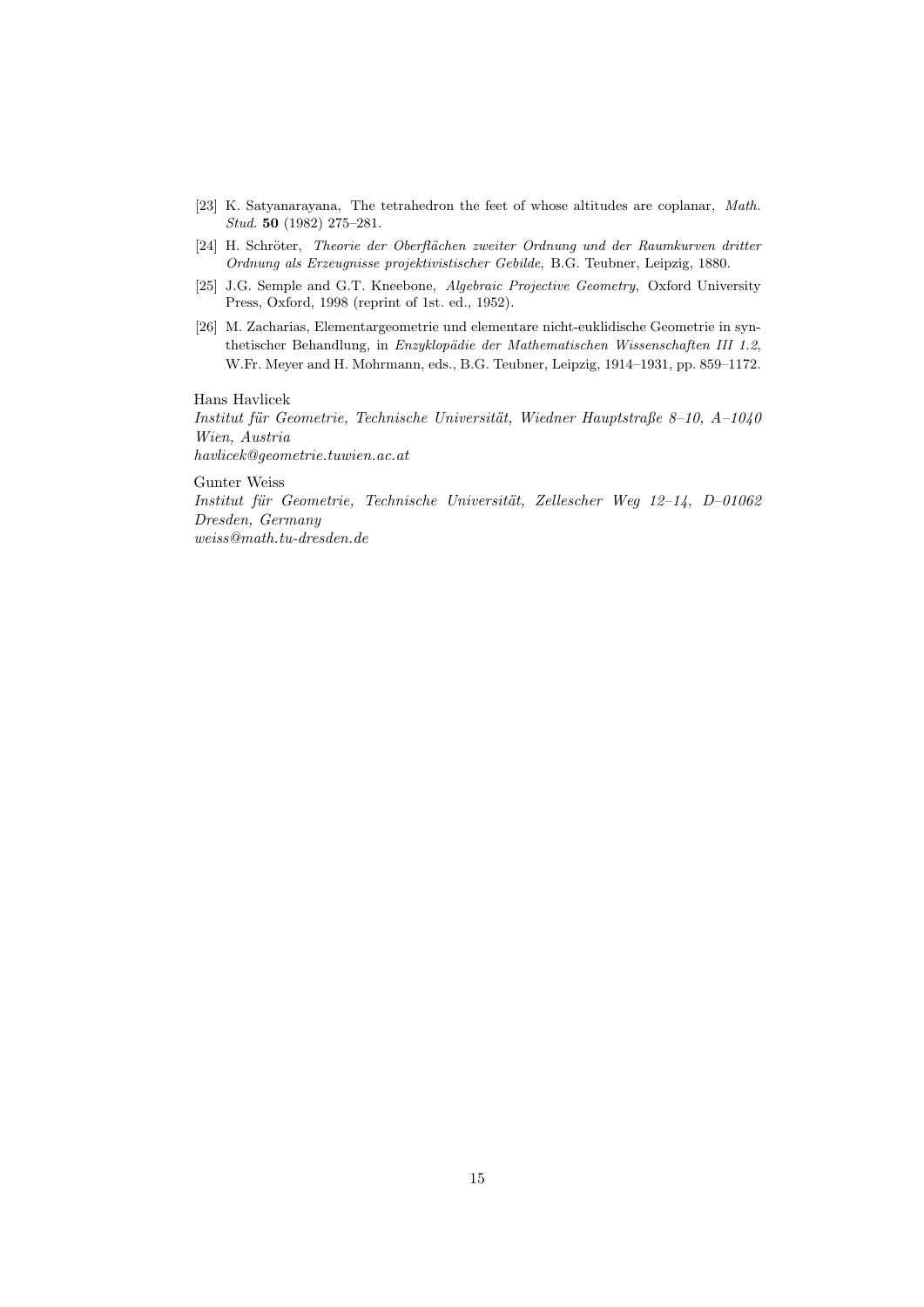[23] K. Satyanarayana, The tetrahedron the feet of whose altitudes are coplanar, *Math. Stud.* **50** (1982) 275–281.

[24] H. Schröter, *Theorie der Oberflächen zweiter Ordnung und der Raumkurven dritter Ordnung als Erzeugnisse projektivistischer Gebilde*, B.G. Teubner, Leipzig, 1880.

[25] J.G. Semple and G.T. Kneebone, *Algebraic Projective Geometry*, Oxford University Press, Oxford, 1998 (reprint of 1st. ed., 1952).

[26] M. Zacharias, Elementargeometrie und elementare nicht-euklidische Geometrie in synthetischer Behandlung, in *Enzyklopädie der Mathematischen Wissenschaften III 1.2*, W.Fr. Meyer and H. Mohrmann, eds., B.G. Teubner, Leipzig, 1914–1931, pp. 859–1172.

Hans Havlicek
*Institut für Geometrie, Technische Universität, Wiedner Hauptstraße 8–10, A–1040 Wien, Austria*
*havlicek@geometrie.tuwien.ac.at*

Gunter Weiss
*Institut für Geometrie, Technische Universität, Zellescher Weg 12–14, D–01062 Dresden, Germany*
*weiss@math.tu-dresden.de*